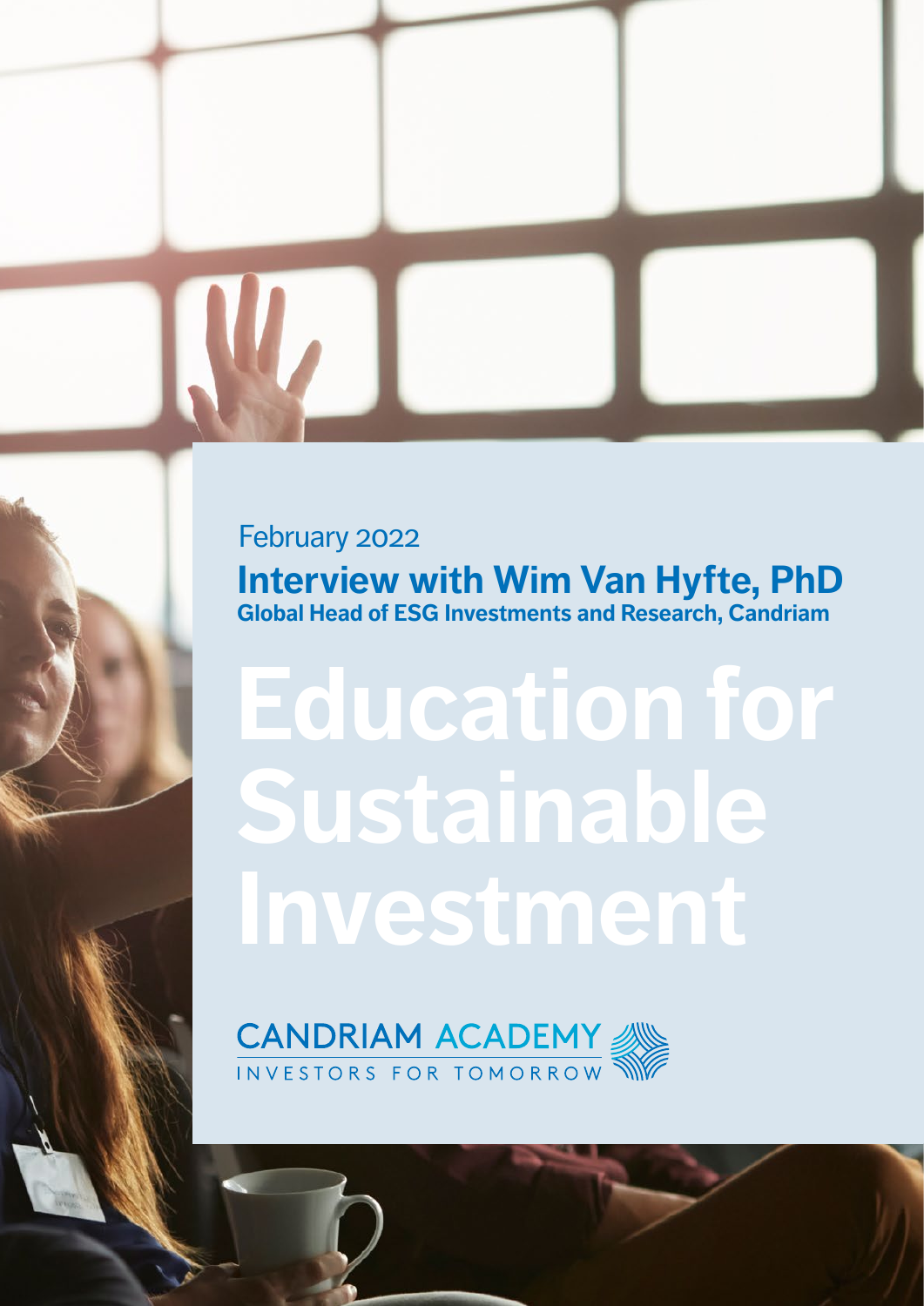February 2022

**Interview with Wim Van Hyfte, PhD**
**Global Head of ESG Investments and Research, Candriam**

# Education for Sustainable Investment

CANDRIAM ACADEMY
INVESTORS FOR TOMORROW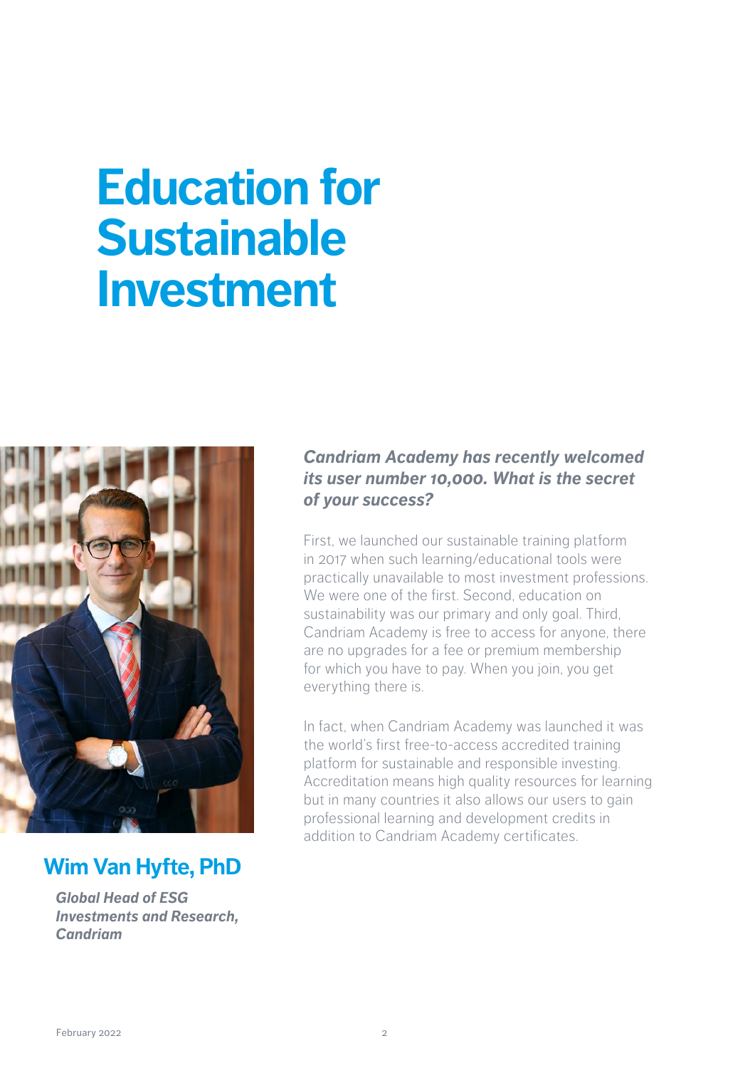# Education for Sustainable Investment

## Wim Van Hyfte, PhD

*Global Head of ESG Investments and Research, Candriam*

***Candriam Academy has recently welcomed its user number 10,000. What is the secret of your success?***

First, we launched our sustainable training platform in 2017 when such learning/educational tools were practically unavailable to most investment professions. We were one of the first. Second, education on sustainability was our primary and only goal. Third, Candriam Academy is free to access for anyone, there are no upgrades for a fee or premium membership for which you have to pay. When you join, you get everything there is.

In fact, when Candriam Academy was launched it was the world's first free-to-access accredited training platform for sustainable and responsible investing. Accreditation means high quality resources for learning but in many countries it also allows our users to gain professional learning and development credits in addition to Candriam Academy certificates.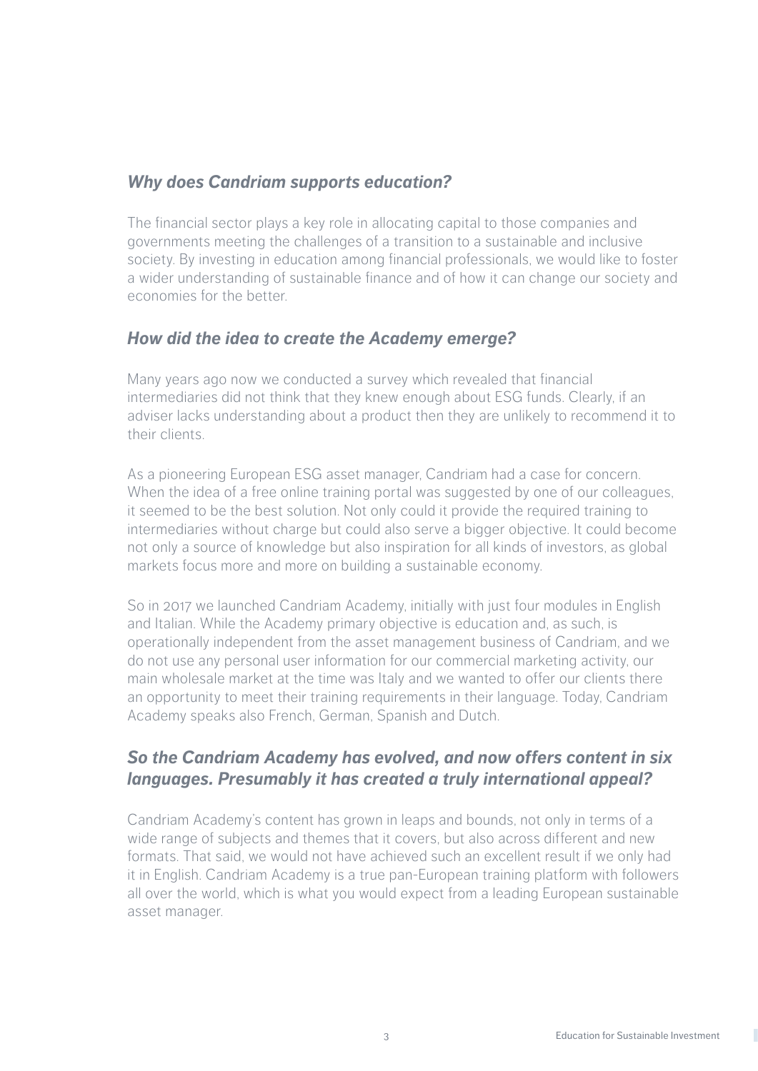### *Why does Candriam supports education?*

The financial sector plays a key role in allocating capital to those companies and governments meeting the challenges of a transition to a sustainable and inclusive society. By investing in education among financial professionals, we would like to foster a wider understanding of sustainable finance and of how it can change our society and economies for the better.

### *How did the idea to create the Academy emerge?*

Many years ago now we conducted a survey which revealed that financial intermediaries did not think that they knew enough about ESG funds. Clearly, if an adviser lacks understanding about a product then they are unlikely to recommend it to their clients.

As a pioneering European ESG asset manager, Candriam had a case for concern. When the idea of a free online training portal was suggested by one of our colleagues, it seemed to be the best solution. Not only could it provide the required training to intermediaries without charge but could also serve a bigger objective. It could become not only a source of knowledge but also inspiration for all kinds of investors, as global markets focus more and more on building a sustainable economy.

So in 2017 we launched Candriam Academy, initially with just four modules in English and Italian. While the Academy primary objective is education and, as such, is operationally independent from the asset management business of Candriam, and we do not use any personal user information for our commercial marketing activity, our main wholesale market at the time was Italy and we wanted to offer our clients there an opportunity to meet their training requirements in their language. Today, Candriam Academy speaks also French, German, Spanish and Dutch.

### *So the Candriam Academy has evolved, and now offers content in six languages. Presumably it has created a truly international appeal?*

Candriam Academy's content has grown in leaps and bounds, not only in terms of a wide range of subjects and themes that it covers, but also across different and new formats. That said, we would not have achieved such an excellent result if we only had it in English. Candriam Academy is a true pan-European training platform with followers all over the world, which is what you would expect from a leading European sustainable asset manager.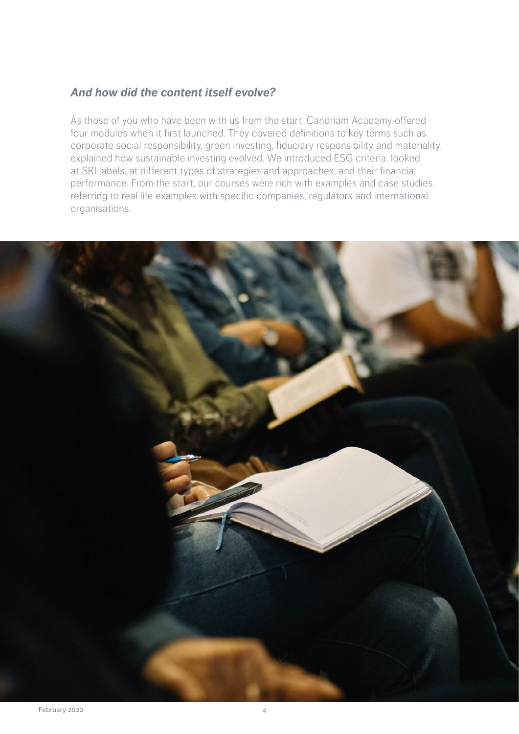### *And how did the content itself evolve?*

As those of you who have been with us from the start, Candriam Academy offered four modules when it first launched. They covered definitions to key terms such as corporate social responsibility, green investing, fiduciary responsibility and materiality, explained how sustainable investing evolved. We introduced ESG criteria, looked at SRI labels, at different types of strategies and approaches, and their financial performance. From the start, our courses were rich with examples and case studies referring to real life examples with specific companies, regulators and international organisations.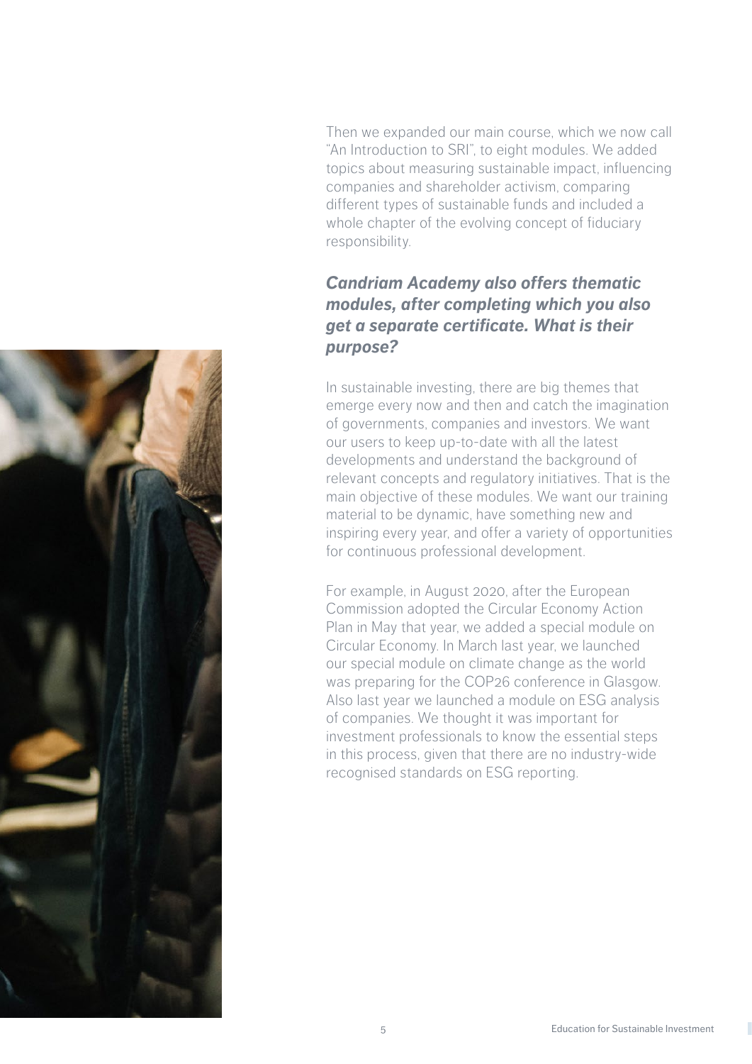Then we expanded our main course, which we now call "An Introduction to SRI", to eight modules. We added topics about measuring sustainable impact, influencing companies and shareholder activism, comparing different types of sustainable funds and included a whole chapter of the evolving concept of fiduciary responsibility.

***Candriam Academy also offers thematic modules, after completing which you also get a separate certificate. What is their purpose?***

In sustainable investing, there are big themes that emerge every now and then and catch the imagination of governments, companies and investors. We want our users to keep up-to-date with all the latest developments and understand the background of relevant concepts and regulatory initiatives. That is the main objective of these modules. We want our training material to be dynamic, have something new and inspiring every year, and offer a variety of opportunities for continuous professional development.

For example, in August 2020, after the European Commission adopted the Circular Economy Action Plan in May that year, we added a special module on Circular Economy. In March last year, we launched our special module on climate change as the world was preparing for the COP26 conference in Glasgow. Also last year we launched a module on ESG analysis of companies. We thought it was important for investment professionals to know the essential steps in this process, given that there are no industry-wide recognised standards on ESG reporting.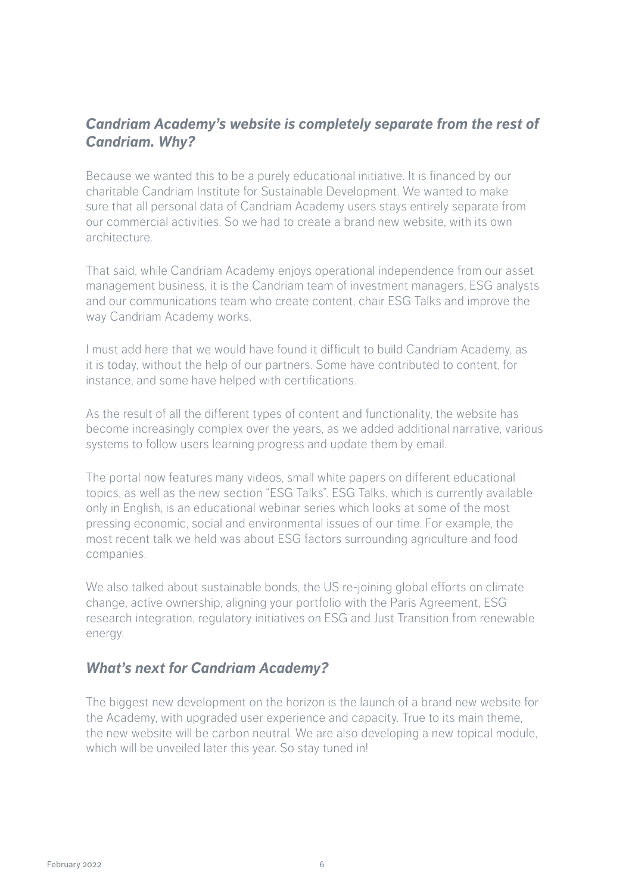### *Candriam Academy's website is completely separate from the rest of Candriam. Why?*

Because we wanted this to be a purely educational initiative. It is financed by our charitable Candriam Institute for Sustainable Development. We wanted to make sure that all personal data of Candriam Academy users stays entirely separate from our commercial activities. So we had to create a brand new website, with its own architecture.

That said, while Candriam Academy enjoys operational independence from our asset management business, it is the Candriam team of investment managers, ESG analysts and our communications team who create content, chair ESG Talks and improve the way Candriam Academy works.

I must add here that we would have found it difficult to build Candriam Academy, as it is today, without the help of our partners. Some have contributed to content, for instance, and some have helped with certifications.

As the result of all the different types of content and functionality, the website has become increasingly complex over the years, as we added additional narrative, various systems to follow users learning progress and update them by email.

The portal now features many videos, small white papers on different educational topics, as well as the new section "ESG Talks". ESG Talks, which is currently available only in English, is an educational webinar series which looks at some of the most pressing economic, social and environmental issues of our time. For example, the most recent talk we held was about ESG factors surrounding agriculture and food companies.

We also talked about sustainable bonds, the US re-joining global efforts on climate change, active ownership, aligning your portfolio with the Paris Agreement, ESG research integration, regulatory initiatives on ESG and Just Transition from renewable energy.

### *What's next for Candriam Academy?*

The biggest new development on the horizon is the launch of a brand new website for the Academy, with upgraded user experience and capacity. True to its main theme, the new website will be carbon neutral. We are also developing a new topical module, which will be unveiled later this year. So stay tuned in!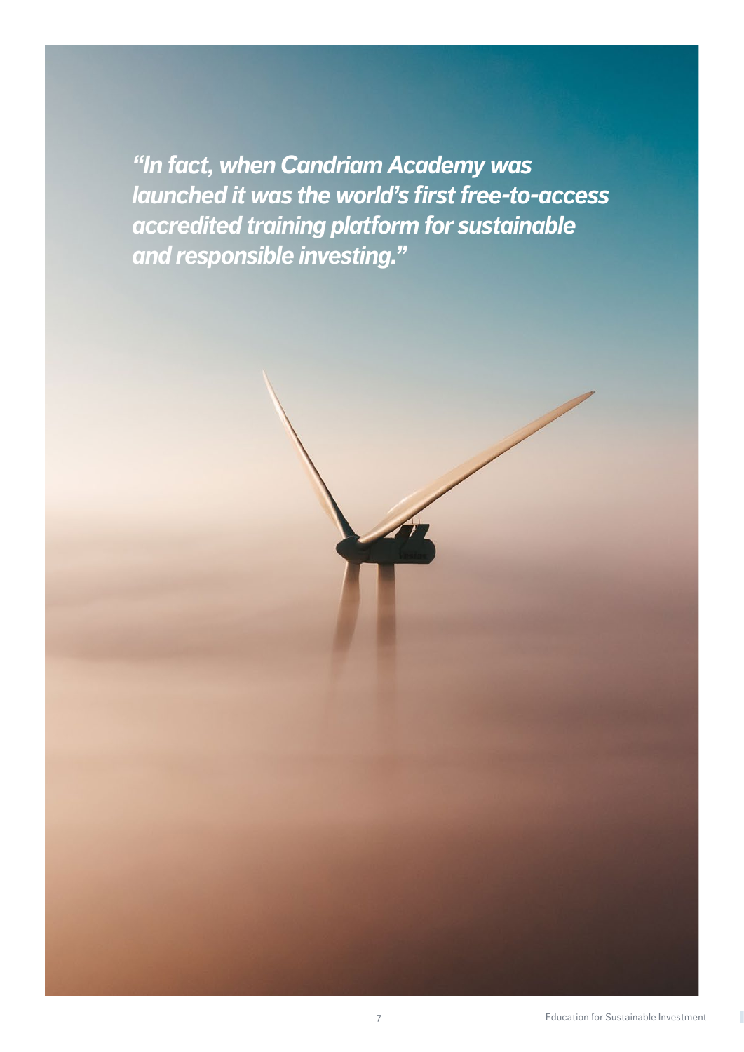***"In fact, when Candriam Academy was launched it was the world's first free-to-access accredited training platform for sustainable and responsible investing."***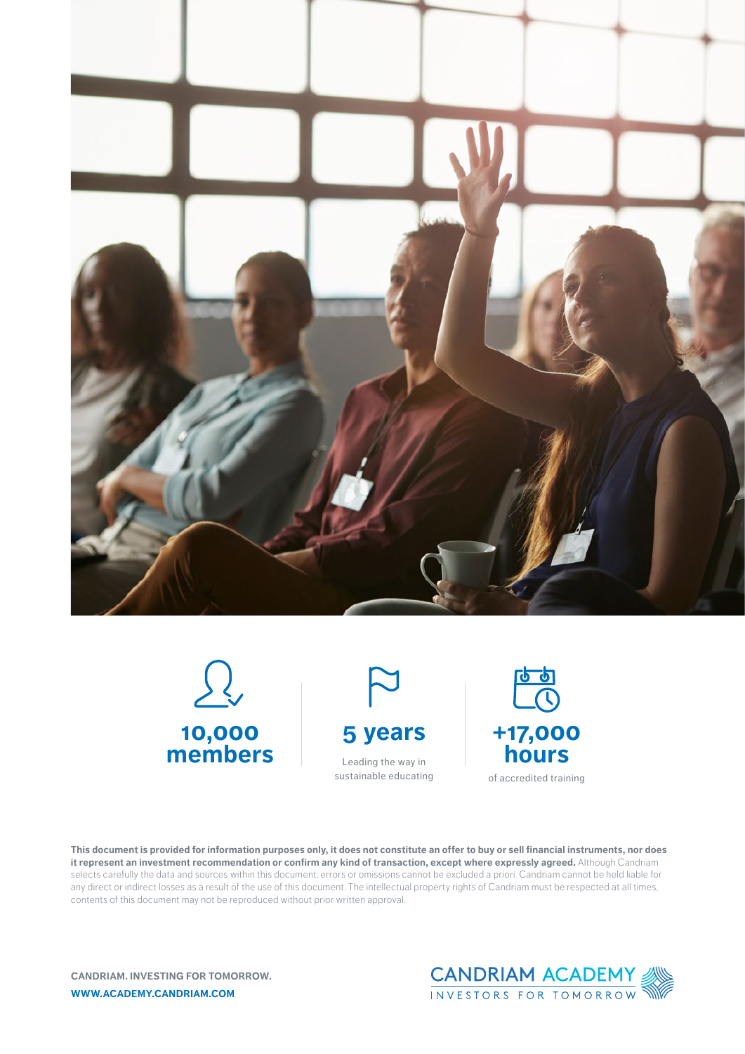**10,000 members**

**5 years**

Leading the way in sustainable educating

**+17,000 hours**

of accredited training

**This document is provided for information purposes only, it does not constitute an offer to buy or sell financial instruments, nor does it represent an investment recommendation or confirm any kind of transaction, except where expressly agreed.** Although Candriam selects carefully the data and sources within this document, errors or omissions cannot be excluded a priori. Candriam cannot be held liable for any direct or indirect losses as a result of the use of this document. The intellectual property rights of Candriam must be respected at all times, contents of this document may not be reproduced without prior written approval.

**CANDRIAM. INVESTING FOR TOMORROW.**

**WWW.ACADEMY.CANDRIAM.COM**

CANDRIAM ACADEMY

INVESTORS FOR TOMORROW